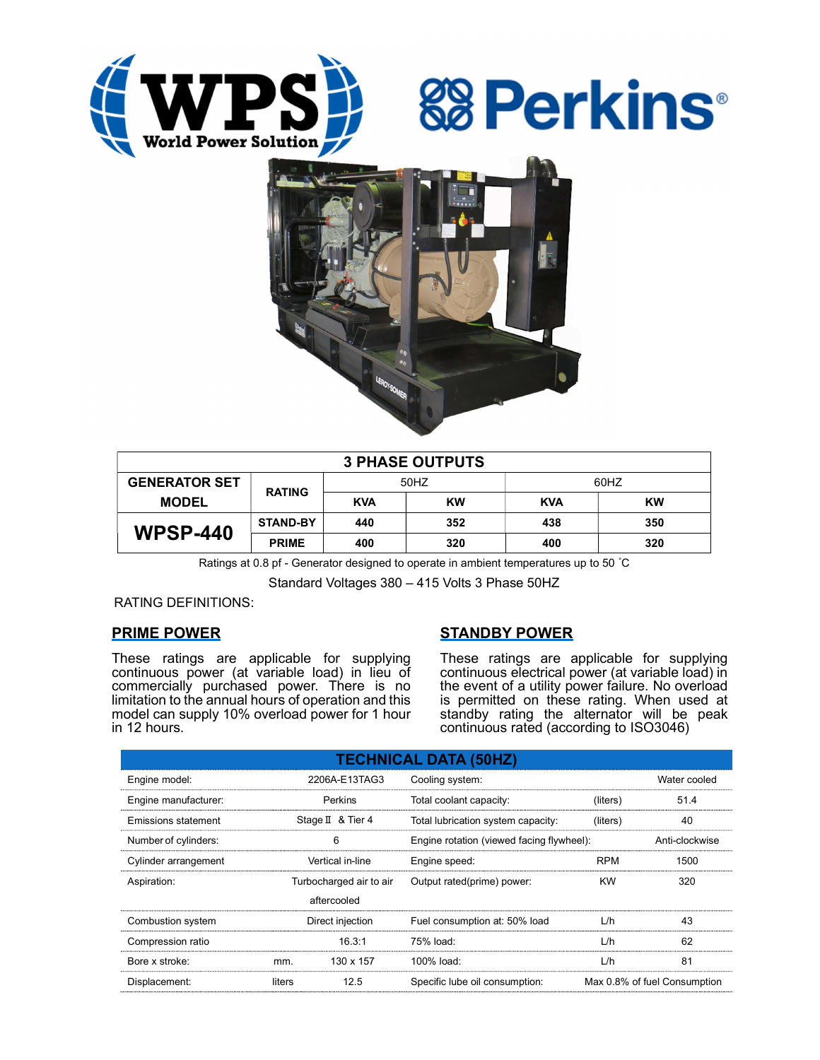WPS World Power Solution

Perkins®

| 3 PHASE OUTPUTS | | | | | |
|---|---|---|---|---|---|
| GENERATOR SET MODEL | RATING | 50HZ | | 60HZ | |
| | | KVA | KW | KVA | KW |
| WPSP-440 | STAND-BY | 440 | 352 | 438 | 350 |
| | PRIME | 400 | 320 | 400 | 320 |

Ratings at 0.8 pf - Generator designed to operate in ambient temperatures up to 50 ˚C

Standard Voltages 380 – 415 Volts 3 Phase 50HZ

RATING DEFINITIONS:

## PRIME POWER

These ratings are applicable for supplying continuous power (at variable load) in lieu of commercially purchased power. There is no limitation to the annual hours of operation and this model can supply 10% overload power for 1 hour in 12 hours.

## STANDBY POWER

These ratings are applicable for supplying continuous electrical power (at variable load) in the event of a utility power failure. No overload is permitted on these rating. When used at standby rating the alternator will be peak continuous rated (according to ISO3046)

| TECHNICAL DATA (50HZ) | | | | | |
|---|---|---|---|---|---|
| Engine model: | | 2206A-E13TAG3 | Cooling system: | | Water cooled |
| Engine manufacturer: | | Perkins | Total coolant capacity: | (liters) | 51.4 |
| Emissions statement | | Stage Ⅱ & Tier 4 | Total lubrication system capacity: | (liters) | 40 |
| Number of cylinders: | | 6 | Engine rotation (viewed facing flywheel): | | Anti-clockwise |
| Cylinder arrangement | | Vertical in-line | Engine speed: | RPM | 1500 |
| Aspiration: | | Turbocharged air to air aftercooled | Output rated(prime) power: | KW | 320 |
| Combustion system | | Direct injection | Fuel consumption at: 50% load | L/h | 43 |
| Compression ratio | | 16.3:1 | 75% load: | L/h | 62 |
| Bore x stroke: | mm. | 130 x 157 | 100% load: | L/h | 81 |
| Displacement: | liters | 12.5 | Specific lube oil consumption: | | Max 0.8% of fuel Consumption |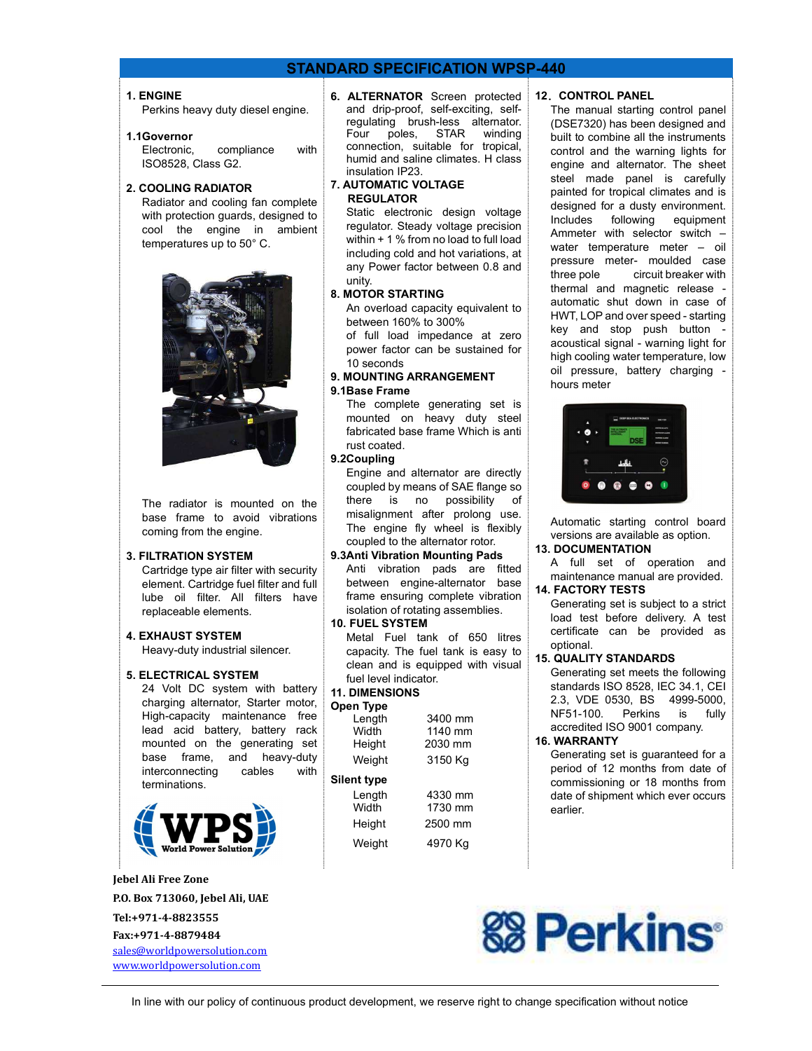# STANDARD SPECIFICATION WPSP-440

## 1. ENGINE

Perkins heavy duty diesel engine.

### 1.1Governor

Electronic, compliance with ISO8528, Class G2.

## 2. COOLING RADIATOR

Radiator and cooling fan complete with protection guards, designed to cool the engine in ambient temperatures up to 50° C.

The radiator is mounted on the base frame to avoid vibrations coming from the engine.

## 3. FILTRATION SYSTEM

Cartridge type air filter with security element. Cartridge fuel filter and full lube oil filter. All filters have replaceable elements.

## 4. EXHAUST SYSTEM

Heavy-duty industrial silencer.

## 5. ELECTRICAL SYSTEM

24 Volt DC system with battery charging alternator, Starter motor, High-capacity maintenance free lead acid battery, battery rack mounted on the generating set base frame, and heavy-duty interconnecting cables with terminations.

## 6. ALTERNATOR

Screen protected and drip-proof, self-exciting, self-regulating brush-less alternator. Four poles, STAR winding connection, suitable for tropical, humid and saline climates. H class insulation IP23.

## 7. AUTOMATIC VOLTAGE REGULATOR

Static electronic design voltage regulator. Steady voltage precision within + 1 % from no load to full load including cold and hot variations, at any Power factor between 0.8 and unity.

## 8. MOTOR STARTING

An overload capacity equivalent to between 160% to 300% of full load impedance at zero power factor can be sustained for 10 seconds

## 9. MOUNTING ARRANGEMENT

### 9.1Base Frame

The complete generating set is mounted on heavy duty steel fabricated base frame Which is anti rust coated.

### 9.2Coupling

Engine and alternator are directly coupled by means of SAE flange so there is no possibility of misalignment after prolong use. The engine fly wheel is flexibly coupled to the alternator rotor.

### 9.3Anti Vibration Mounting Pads

Anti vibration pads are fitted between engine-alternator base frame ensuring complete vibration isolation of rotating assemblies.

## 10. FUEL SYSTEM

Metal Fuel tank of 650 litres capacity. The fuel tank is easy to clean and is equipped with visual fuel level indicator.

## 11. DIMENSIONS

**Open Type**

| | |
|---|---|
| Length | 3400 mm |
| Width | 1140 mm |
| Height | 2030 mm |
| Weight | 3150 Kg |

**Silent type**

| | |
|---|---|
| Length | 4330 mm |
| Width | 1730 mm |
| Height | 2500 mm |
| Weight | 4970 Kg |

## 12. CONTROL PANEL

The manual starting control panel (DSE7320) has been designed and built to combine all the instruments control and the warning lights for engine and alternator. The sheet steel made panel is carefully painted for tropical climates and is designed for a dusty environment. Includes following equipment Ammeter with selector switch – water temperature meter – oil pressure meter- moulded case three pole circuit breaker with thermal and magnetic release - automatic shut down in case of HWT, LOP and over speed - starting key and stop push button - acoustical signal - warning light for high cooling water temperature, low oil pressure, battery charging - hours meter

Automatic starting control board versions are available as option.

## 13. DOCUMENTATION

A full set of operation and maintenance manual are provided.

## 14. FACTORY TESTS

Generating set is subject to a strict load test before delivery. A test certificate can be provided as optional.

## 15. QUALITY STANDARDS

Generating set meets the following standards ISO 8528, IEC 34.1, CEI 2.3, VDE 0530, BS 4999-5000, NF51-100. Perkins is fully accredited ISO 9001 company.

## 16. WARRANTY

Generating set is guaranteed for a period of 12 months from date of commissioning or 18 months from date of shipment which ever occurs earlier.

WPS World Power Solution

**Jebel Ali Free Zone**
**P.O. Box 713060, Jebel Ali, UAE**
**Tel:+971-4-8823555**
**Fax:+971-4-8879484**
sales@worldpowersolution.com
www.worldpowersolution.com

Perkins

In line with our policy of continuous product development, we reserve right to change specification without notice